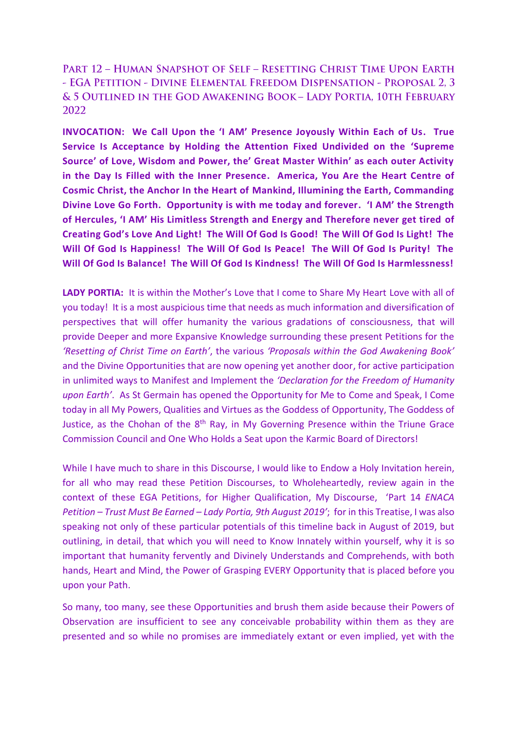# Part 12 – Human Snapshot of Self – Resetting Christ Time Upon Earth - EGA Petition - Divine Elemental Freedom Dispensation - Proposal 2, 3 & 5 Outlined in the God Awakening Book – Lady Portia, 10th February 2022

**INVOCATION: We Call Upon the 'I AM' Presence Joyously Within Each of Us. True Service Is Acceptance by Holding the Attention Fixed Undivided on the 'Supreme Source' of Love, Wisdom and Power, the' Great Master Within' as each outer Activity in the Day Is Filled with the Inner Presence. America, You Are the Heart Centre of Cosmic Christ, the Anchor In the Heart of Mankind, Illumining the Earth, Commanding Divine Love Go Forth. Opportunity is with me today and forever. 'I AM' the Strength of Hercules, 'I AM' His Limitless Strength and Energy and Therefore never get tired of Creating God's Love And Light! The Will Of God Is Good! The Will Of God Is Light! The Will Of God Is Happiness! The Will Of God Is Peace! The Will Of God Is Purity! The Will Of God Is Balance! The Will Of God Is Kindness! The Will Of God Is Harmlessness!**

**LADY PORTIA:** It is within the Mother's Love that I come to Share My Heart Love with all of you today! It is a most auspicious time that needs as much information and diversification of perspectives that will offer humanity the various gradations of consciousness, that will provide Deeper and more Expansive Knowledge surrounding these present Petitions for the *'Resetting of Christ Time on Earth'*, the various *'Proposals within the God Awakening Book'* and the Divine Opportunities that are now opening yet another door, for active participation in unlimited ways to Manifest and Implement the *'Declaration for the Freedom of Humanity upon Earth'*. As St Germain has opened the Opportunity for Me to Come and Speak, I Come today in all My Powers, Qualities and Virtues as the Goddess of Opportunity, The Goddess of Justice, as the Chohan of the 8th Ray, in My Governing Presence within the Triune Grace Commission Council and One Who Holds a Seat upon the Karmic Board of Directors!

While I have much to share in this Discourse, I would like to Endow a Holy Invitation herein, for all who may read these Petition Discourses, to Wholeheartedly, review again in the context of these EGA Petitions, for Higher Qualification, My Discourse, 'Part 14 *ENACA Petition – Trust Must Be Earned – Lady Portia, 9th August 2019'*; for in this Treatise, I was also speaking not only of these particular potentials of this timeline back in August of 2019, but outlining, in detail, that which you will need to Know Innately within yourself, why it is so important that humanity fervently and Divinely Understands and Comprehends, with both hands, Heart and Mind, the Power of Grasping EVERY Opportunity that is placed before you upon your Path.

So many, too many, see these Opportunities and brush them aside because their Powers of Observation are insufficient to see any conceivable probability within them as they are presented and so while no promises are immediately extant or even implied, yet with the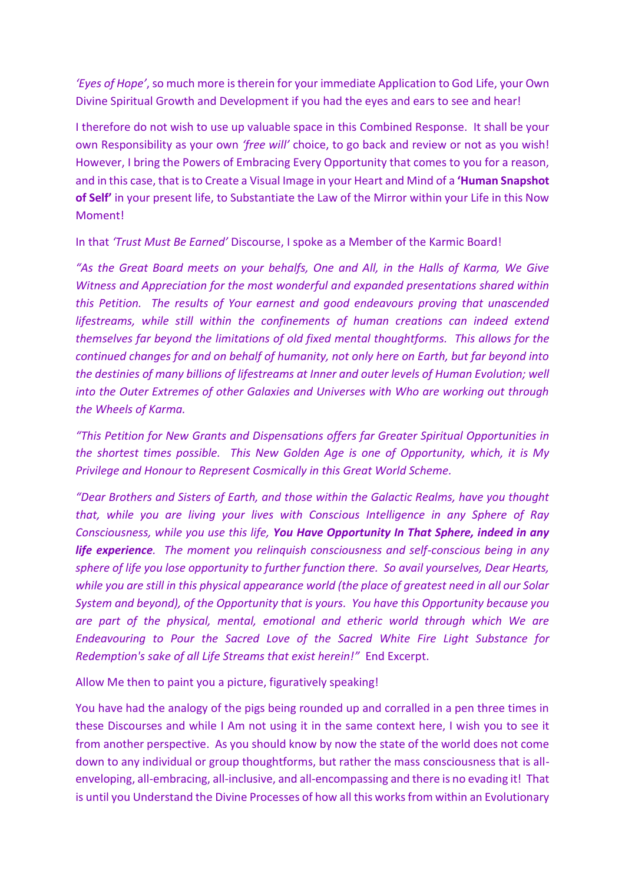*'Eyes of Hope'*, so much more is therein for your immediate Application to God Life, your Own Divine Spiritual Growth and Development if you had the eyes and ears to see and hear!

I therefore do not wish to use up valuable space in this Combined Response. It shall be your own Responsibility as your own *'free will'* choice, to go back and review or not as you wish! However, I bring the Powers of Embracing Every Opportunity that comes to you for a reason, and in this case, that is to Create a Visual Image in your Heart and Mind of a **'Human Snapshot of Self'** in your present life, to Substantiate the Law of the Mirror within your Life in this Now Moment!

In that *'Trust Must Be Earned'* Discourse, I spoke as a Member of the Karmic Board!

*"As the Great Board meets on your behalfs, One and All, in the Halls of Karma, We Give Witness and Appreciation for the most wonderful and expanded presentations shared within this Petition. The results of Your earnest and good endeavours proving that unascended lifestreams, while still within the confinements of human creations can indeed extend themselves far beyond the limitations of old fixed mental thoughtforms. This allows for the continued changes for and on behalf of humanity, not only here on Earth, but far beyond into the destinies of many billions of lifestreams at Inner and outer levels of Human Evolution; well into the Outer Extremes of other Galaxies and Universes with Who are working out through the Wheels of Karma.*

*"This Petition for New Grants and Dispensations offers far Greater Spiritual Opportunities in the shortest times possible. This New Golden Age is one of Opportunity, which, it is My Privilege and Honour to Represent Cosmically in this Great World Scheme.*

*"Dear Brothers and Sisters of Earth, and those within the Galactic Realms, have you thought that, while you are living your lives with Conscious Intelligence in any Sphere of Ray Consciousness, while you use this life,* ***You Have Opportunity In That Sphere, indeed in any life experience****. The moment you relinquish consciousness and self-conscious being in any sphere of life you lose opportunity to further function there. So avail yourselves, Dear Hearts, while you are still in this physical appearance world (the place of greatest need in all our Solar System and beyond), of the Opportunity that is yours. You have this Opportunity because you are part of the physical, mental, emotional and etheric world through which We are Endeavouring to Pour the Sacred Love of the Sacred White Fire Light Substance for Redemption's sake of all Life Streams that exist herein!"* End Excerpt.

Allow Me then to paint you a picture, figuratively speaking!

You have had the analogy of the pigs being rounded up and corralled in a pen three times in these Discourses and while I Am not using it in the same context here, I wish you to see it from another perspective. As you should know by now the state of the world does not come down to any individual or group thoughtforms, but rather the mass consciousness that is all-enveloping, all-embracing, all-inclusive, and all-encompassing and there is no evading it! That is until you Understand the Divine Processes of how all this works from within an Evolutionary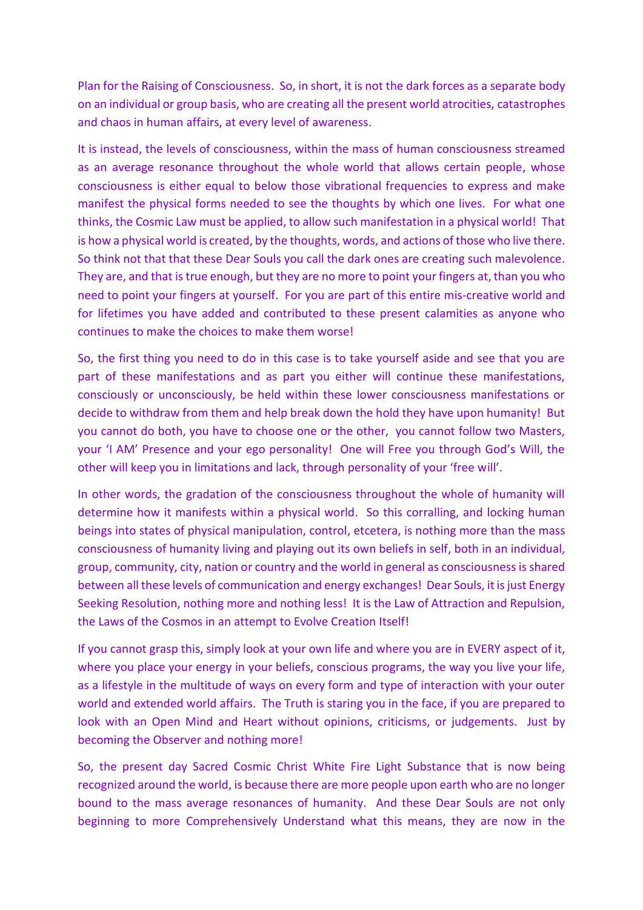Plan for the Raising of Consciousness. So, in short, it is not the dark forces as a separate body on an individual or group basis, who are creating all the present world atrocities, catastrophes and chaos in human affairs, at every level of awareness.

It is instead, the levels of consciousness, within the mass of human consciousness streamed as an average resonance throughout the whole world that allows certain people, whose consciousness is either equal to below those vibrational frequencies to express and make manifest the physical forms needed to see the thoughts by which one lives. For what one thinks, the Cosmic Law must be applied, to allow such manifestation in a physical world! That is how a physical world is created, by the thoughts, words, and actions of those who live there. So think not that that these Dear Souls you call the dark ones are creating such malevolence. They are, and that is true enough, but they are no more to point your fingers at, than you who need to point your fingers at yourself. For you are part of this entire mis-creative world and for lifetimes you have added and contributed to these present calamities as anyone who continues to make the choices to make them worse!

So, the first thing you need to do in this case is to take yourself aside and see that you are part of these manifestations and as part you either will continue these manifestations, consciously or unconsciously, be held within these lower consciousness manifestations or decide to withdraw from them and help break down the hold they have upon humanity! But you cannot do both, you have to choose one or the other, you cannot follow two Masters, your 'I AM' Presence and your ego personality! One will Free you through God's Will, the other will keep you in limitations and lack, through personality of your 'free will'.

In other words, the gradation of the consciousness throughout the whole of humanity will determine how it manifests within a physical world. So this corralling, and locking human beings into states of physical manipulation, control, etcetera, is nothing more than the mass consciousness of humanity living and playing out its own beliefs in self, both in an individual, group, community, city, nation or country and the world in general as consciousness is shared between all these levels of communication and energy exchanges! Dear Souls, it is just Energy Seeking Resolution, nothing more and nothing less! It is the Law of Attraction and Repulsion, the Laws of the Cosmos in an attempt to Evolve Creation Itself!

If you cannot grasp this, simply look at your own life and where you are in EVERY aspect of it, where you place your energy in your beliefs, conscious programs, the way you live your life, as a lifestyle in the multitude of ways on every form and type of interaction with your outer world and extended world affairs. The Truth is staring you in the face, if you are prepared to look with an Open Mind and Heart without opinions, criticisms, or judgements. Just by becoming the Observer and nothing more!

So, the present day Sacred Cosmic Christ White Fire Light Substance that is now being recognized around the world, is because there are more people upon earth who are no longer bound to the mass average resonances of humanity. And these Dear Souls are not only beginning to more Comprehensively Understand what this means, they are now in the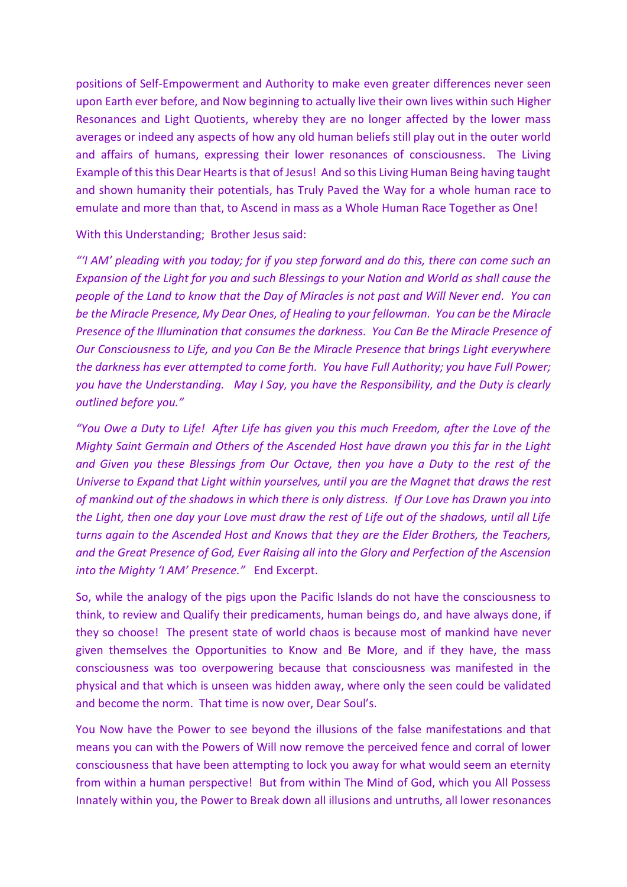positions of Self-Empowerment and Authority to make even greater differences never seen upon Earth ever before, and Now beginning to actually live their own lives within such Higher Resonances and Light Quotients, whereby they are no longer affected by the lower mass averages or indeed any aspects of how any old human beliefs still play out in the outer world and affairs of humans, expressing their lower resonances of consciousness. The Living Example of this this Dear Hearts is that of Jesus! And so this Living Human Being having taught and shown humanity their potentials, has Truly Paved the Way for a whole human race to emulate and more than that, to Ascend in mass as a Whole Human Race Together as One!

With this Understanding; Brother Jesus said:

*"'I AM' pleading with you today; for if you step forward and do this, there can come such an Expansion of the Light for you and such Blessings to your Nation and World as shall cause the people of the Land to know that the Day of Miracles is not past and Will Never end. You can be the Miracle Presence, My Dear Ones, of Healing to your fellowman. You can be the Miracle Presence of the Illumination that consumes the darkness. You Can Be the Miracle Presence of Our Consciousness to Life, and you Can Be the Miracle Presence that brings Light everywhere the darkness has ever attempted to come forth. You have Full Authority; you have Full Power; you have the Understanding. May I Say, you have the Responsibility, and the Duty is clearly outlined before you."*

*"You Owe a Duty to Life! After Life has given you this much Freedom, after the Love of the Mighty Saint Germain and Others of the Ascended Host have drawn you this far in the Light and Given you these Blessings from Our Octave, then you have a Duty to the rest of the Universe to Expand that Light within yourselves, until you are the Magnet that draws the rest of mankind out of the shadows in which there is only distress. If Our Love has Drawn you into the Light, then one day your Love must draw the rest of Life out of the shadows, until all Life turns again to the Ascended Host and Knows that they are the Elder Brothers, the Teachers, and the Great Presence of God, Ever Raising all into the Glory and Perfection of the Ascension into the Mighty 'I AM' Presence."* End Excerpt.

So, while the analogy of the pigs upon the Pacific Islands do not have the consciousness to think, to review and Qualify their predicaments, human beings do, and have always done, if they so choose! The present state of world chaos is because most of mankind have never given themselves the Opportunities to Know and Be More, and if they have, the mass consciousness was too overpowering because that consciousness was manifested in the physical and that which is unseen was hidden away, where only the seen could be validated and become the norm. That time is now over, Dear Soul's.

You Now have the Power to see beyond the illusions of the false manifestations and that means you can with the Powers of Will now remove the perceived fence and corral of lower consciousness that have been attempting to lock you away for what would seem an eternity from within a human perspective! But from within The Mind of God, which you All Possess Innately within you, the Power to Break down all illusions and untruths, all lower resonances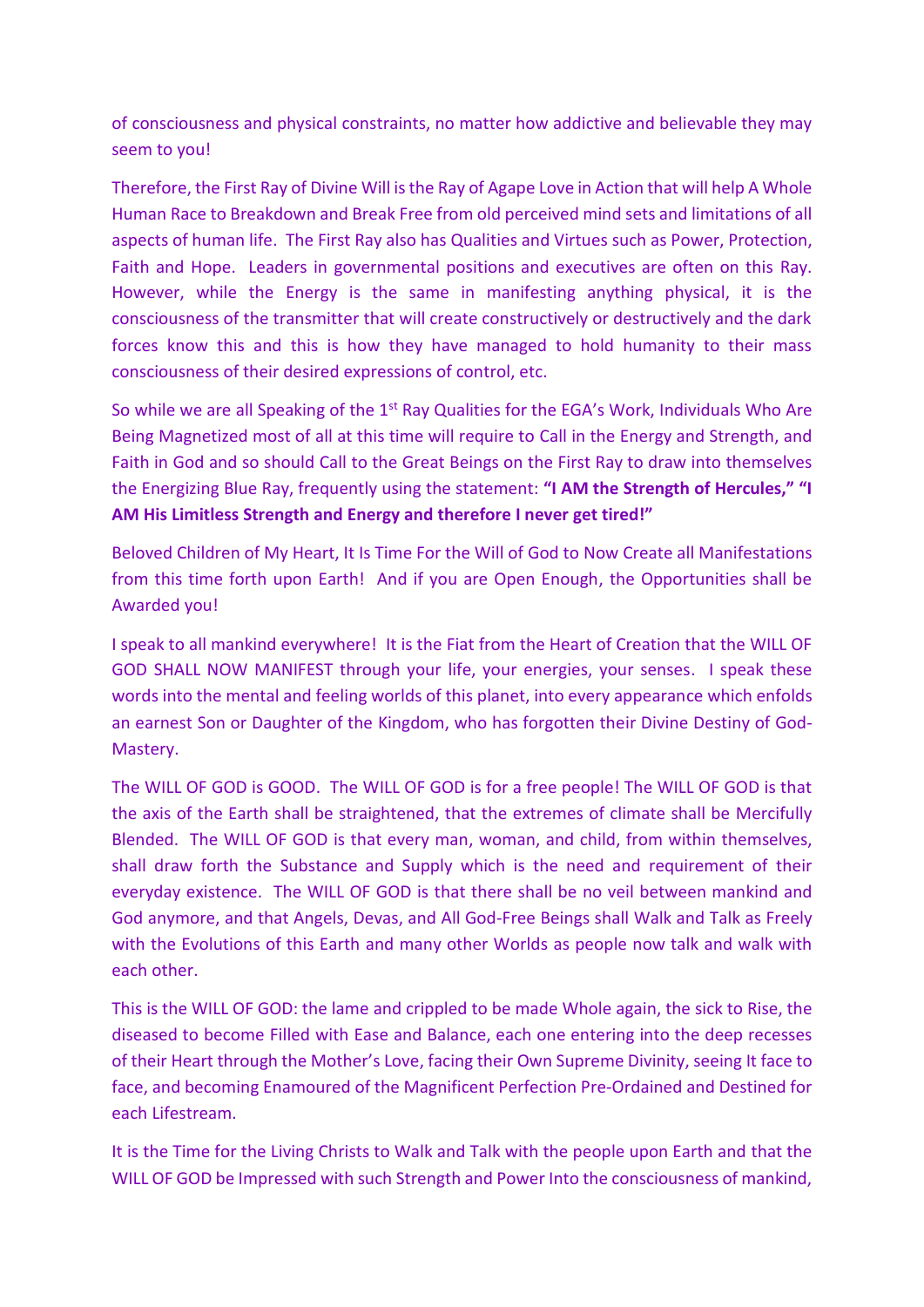of consciousness and physical constraints, no matter how addictive and believable they may seem to you!

Therefore, the First Ray of Divine Will is the Ray of Agape Love in Action that will help A Whole Human Race to Breakdown and Break Free from old perceived mind sets and limitations of all aspects of human life. The First Ray also has Qualities and Virtues such as Power, Protection, Faith and Hope. Leaders in governmental positions and executives are often on this Ray. However, while the Energy is the same in manifesting anything physical, it is the consciousness of the transmitter that will create constructively or destructively and the dark forces know this and this is how they have managed to hold humanity to their mass consciousness of their desired expressions of control, etc.

So while we are all Speaking of the 1st Ray Qualities for the EGA's Work, Individuals Who Are Being Magnetized most of all at this time will require to Call in the Energy and Strength, and Faith in God and so should Call to the Great Beings on the First Ray to draw into themselves the Energizing Blue Ray, frequently using the statement: **"I AM the Strength of Hercules," "I AM His Limitless Strength and Energy and therefore I never get tired!"**

Beloved Children of My Heart, It Is Time For the Will of God to Now Create all Manifestations from this time forth upon Earth! And if you are Open Enough, the Opportunities shall be Awarded you!

I speak to all mankind everywhere! It is the Fiat from the Heart of Creation that the WILL OF GOD SHALL NOW MANIFEST through your life, your energies, your senses. I speak these words into the mental and feeling worlds of this planet, into every appearance which enfolds an earnest Son or Daughter of the Kingdom, who has forgotten their Divine Destiny of God-Mastery.

The WILL OF GOD is GOOD. The WILL OF GOD is for a free people! The WILL OF GOD is that the axis of the Earth shall be straightened, that the extremes of climate shall be Mercifully Blended. The WILL OF GOD is that every man, woman, and child, from within themselves, shall draw forth the Substance and Supply which is the need and requirement of their everyday existence. The WILL OF GOD is that there shall be no veil between mankind and God anymore, and that Angels, Devas, and All God-Free Beings shall Walk and Talk as Freely with the Evolutions of this Earth and many other Worlds as people now talk and walk with each other.

This is the WILL OF GOD: the lame and crippled to be made Whole again, the sick to Rise, the diseased to become Filled with Ease and Balance, each one entering into the deep recesses of their Heart through the Mother's Love, facing their Own Supreme Divinity, seeing It face to face, and becoming Enamoured of the Magnificent Perfection Pre-Ordained and Destined for each Lifestream.

It is the Time for the Living Christs to Walk and Talk with the people upon Earth and that the WILL OF GOD be Impressed with such Strength and Power Into the consciousness of mankind,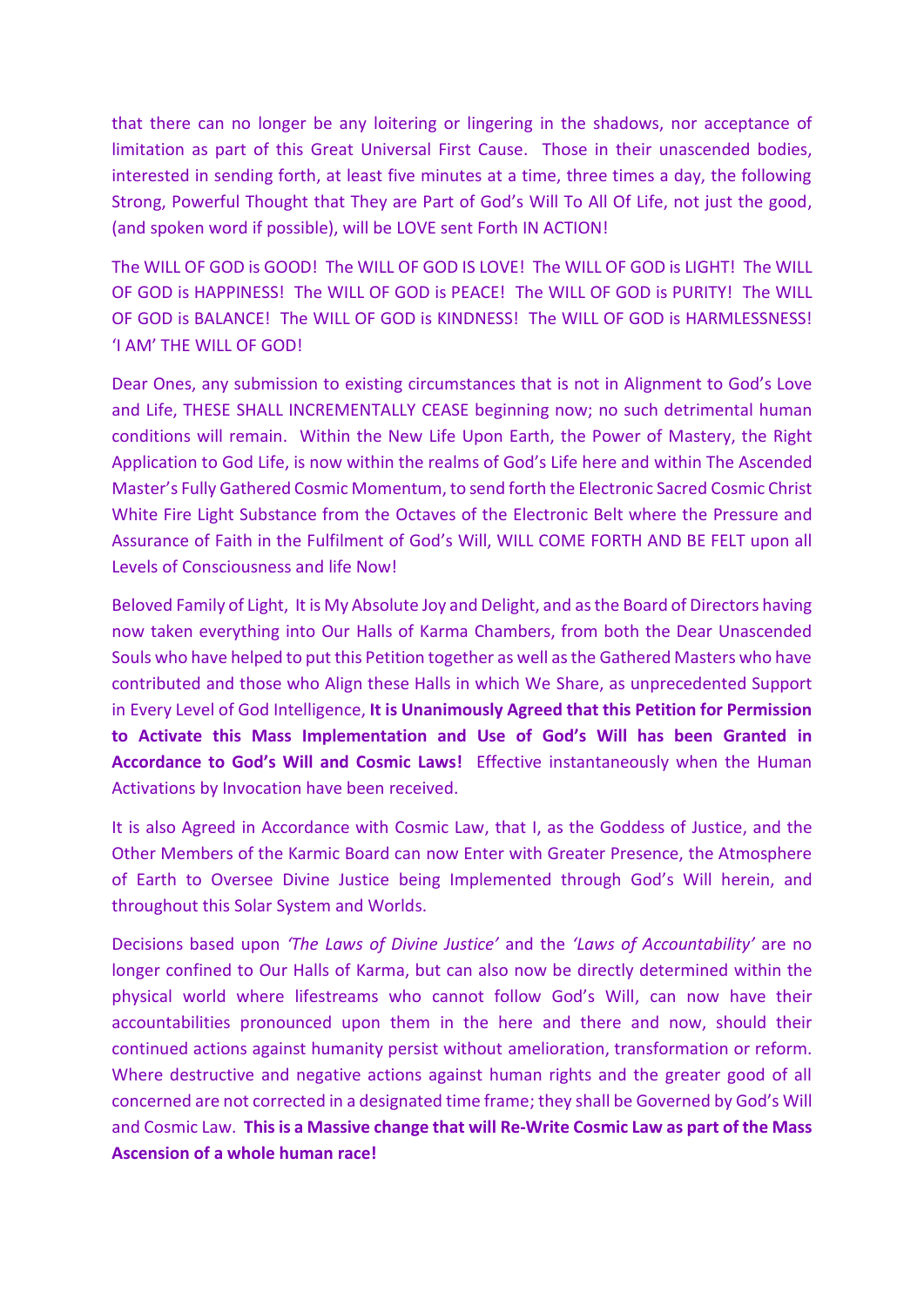that there can no longer be any loitering or lingering in the shadows, nor acceptance of limitation as part of this Great Universal First Cause. Those in their unascended bodies, interested in sending forth, at least five minutes at a time, three times a day, the following Strong, Powerful Thought that They are Part of God's Will To All Of Life, not just the good, (and spoken word if possible), will be LOVE sent Forth IN ACTION!

The WILL OF GOD is GOOD! The WILL OF GOD IS LOVE! The WILL OF GOD is LIGHT! The WILL OF GOD is HAPPINESS! The WILL OF GOD is PEACE! The WILL OF GOD is PURITY! The WILL OF GOD is BALANCE! The WILL OF GOD is KINDNESS! The WILL OF GOD is HARMLESSNESS! 'I AM' THE WILL OF GOD!

Dear Ones, any submission to existing circumstances that is not in Alignment to God's Love and Life, THESE SHALL INCREMENTALLY CEASE beginning now; no such detrimental human conditions will remain. Within the New Life Upon Earth, the Power of Mastery, the Right Application to God Life, is now within the realms of God's Life here and within The Ascended Master's Fully Gathered Cosmic Momentum, to send forth the Electronic Sacred Cosmic Christ White Fire Light Substance from the Octaves of the Electronic Belt where the Pressure and Assurance of Faith in the Fulfilment of God's Will, WILL COME FORTH AND BE FELT upon all Levels of Consciousness and life Now!

Beloved Family of Light, It is My Absolute Joy and Delight, and as the Board of Directors having now taken everything into Our Halls of Karma Chambers, from both the Dear Unascended Souls who have helped to put this Petition together as well as the Gathered Masters who have contributed and those who Align these Halls in which We Share, as unprecedented Support in Every Level of God Intelligence, **It is Unanimously Agreed that this Petition for Permission to Activate this Mass Implementation and Use of God's Will has been Granted in Accordance to God's Will and Cosmic Laws!** Effective instantaneously when the Human Activations by Invocation have been received.

It is also Agreed in Accordance with Cosmic Law, that I, as the Goddess of Justice, and the Other Members of the Karmic Board can now Enter with Greater Presence, the Atmosphere of Earth to Oversee Divine Justice being Implemented through God's Will herein, and throughout this Solar System and Worlds.

Decisions based upon *'The Laws of Divine Justice'* and the *'Laws of Accountability'* are no longer confined to Our Halls of Karma, but can also now be directly determined within the physical world where lifestreams who cannot follow God's Will, can now have their accountabilities pronounced upon them in the here and there and now, should their continued actions against humanity persist without amelioration, transformation or reform. Where destructive and negative actions against human rights and the greater good of all concerned are not corrected in a designated time frame; they shall be Governed by God's Will and Cosmic Law. **This is a Massive change that will Re-Write Cosmic Law as part of the Mass Ascension of a whole human race!**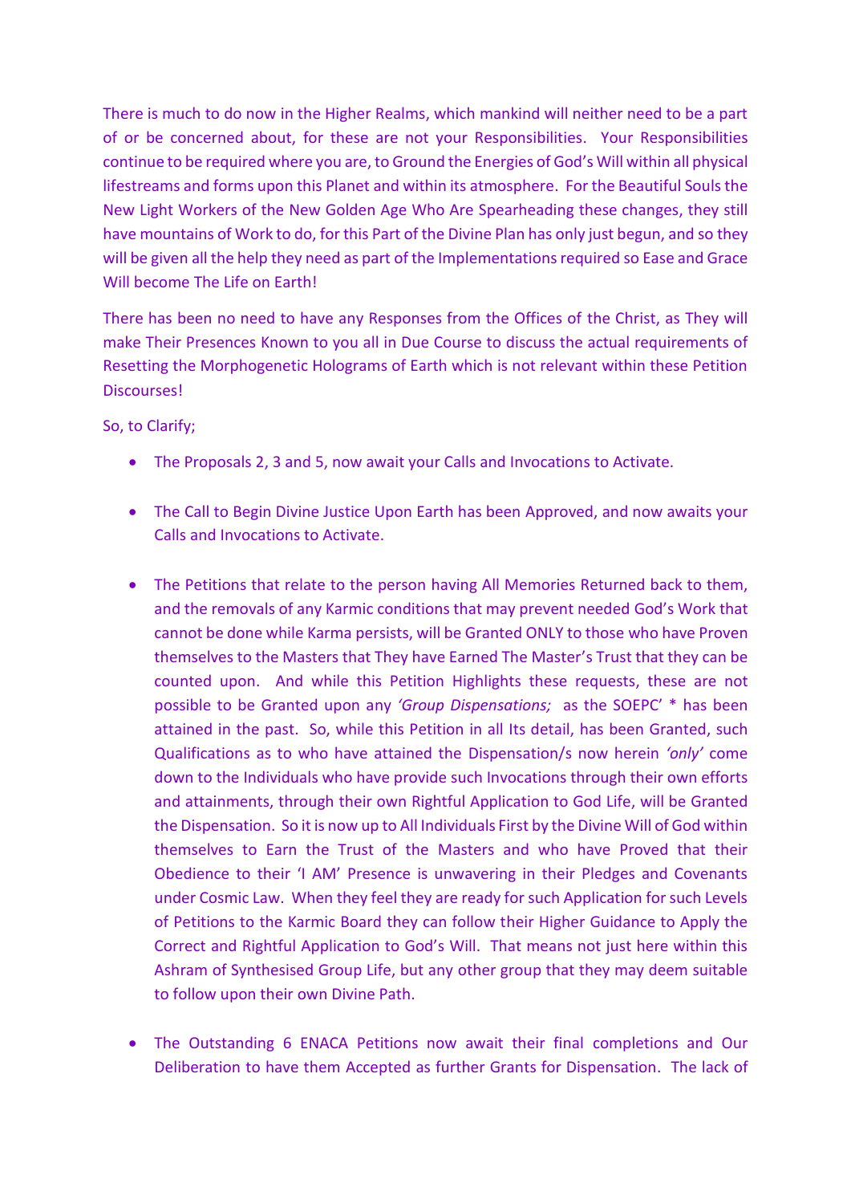There is much to do now in the Higher Realms, which mankind will neither need to be a part of or be concerned about, for these are not your Responsibilities. Your Responsibilities continue to be required where you are, to Ground the Energies of God's Will within all physical lifestreams and forms upon this Planet and within its atmosphere. For the Beautiful Souls the New Light Workers of the New Golden Age Who Are Spearheading these changes, they still have mountains of Work to do, for this Part of the Divine Plan has only just begun, and so they will be given all the help they need as part of the Implementations required so Ease and Grace Will become The Life on Earth!

There has been no need to have any Responses from the Offices of the Christ, as They will make Their Presences Known to you all in Due Course to discuss the actual requirements of Resetting the Morphogenetic Holograms of Earth which is not relevant within these Petition Discourses!

So, to Clarify;

- The Proposals 2, 3 and 5, now await your Calls and Invocations to Activate.

- The Call to Begin Divine Justice Upon Earth has been Approved, and now awaits your Calls and Invocations to Activate.

- The Petitions that relate to the person having All Memories Returned back to them, and the removals of any Karmic conditions that may prevent needed God's Work that cannot be done while Karma persists, will be Granted ONLY to those who have Proven themselves to the Masters that They have Earned The Master's Trust that they can be counted upon. And while this Petition Highlights these requests, these are not possible to be Granted upon any *'Group Dispensations;* as the SOEPC' * has been attained in the past. So, while this Petition in all Its detail, has been Granted, such Qualifications as to who have attained the Dispensation/s now herein *'only'* come down to the Individuals who have provide such Invocations through their own efforts and attainments, through their own Rightful Application to God Life, will be Granted the Dispensation. So it is now up to All Individuals First by the Divine Will of God within themselves to Earn the Trust of the Masters and who have Proved that their Obedience to their 'I AM' Presence is unwavering in their Pledges and Covenants under Cosmic Law. When they feel they are ready for such Application for such Levels of Petitions to the Karmic Board they can follow their Higher Guidance to Apply the Correct and Rightful Application to God's Will. That means not just here within this Ashram of Synthesised Group Life, but any other group that they may deem suitable to follow upon their own Divine Path.

- The Outstanding 6 ENACA Petitions now await their final completions and Our Deliberation to have them Accepted as further Grants for Dispensation. The lack of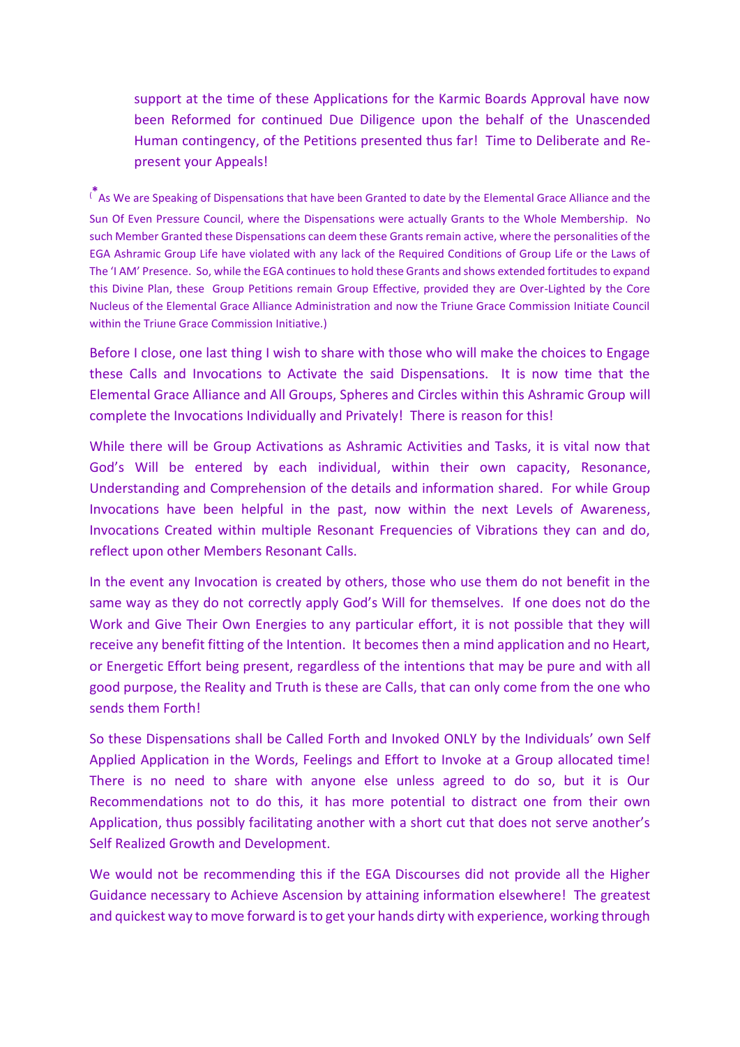support at the time of these Applications for the Karmic Boards Approval have now been Reformed for continued Due Diligence upon the behalf of the Unascended Human contingency, of the Petitions presented thus far! Time to Deliberate and Re-present your Appeals!

(* As We are Speaking of Dispensations that have been Granted to date by the Elemental Grace Alliance and the Sun Of Even Pressure Council, where the Dispensations were actually Grants to the Whole Membership. No such Member Granted these Dispensations can deem these Grants remain active, where the personalities of the EGA Ashramic Group Life have violated with any lack of the Required Conditions of Group Life or the Laws of The 'I AM' Presence. So, while the EGA continues to hold these Grants and shows extended fortitudes to expand this Divine Plan, these Group Petitions remain Group Effective, provided they are Over-Lighted by the Core Nucleus of the Elemental Grace Alliance Administration and now the Triune Grace Commission Initiate Council within the Triune Grace Commission Initiative.)

Before I close, one last thing I wish to share with those who will make the choices to Engage these Calls and Invocations to Activate the said Dispensations. It is now time that the Elemental Grace Alliance and All Groups, Spheres and Circles within this Ashramic Group will complete the Invocations Individually and Privately! There is reason for this!

While there will be Group Activations as Ashramic Activities and Tasks, it is vital now that God's Will be entered by each individual, within their own capacity, Resonance, Understanding and Comprehension of the details and information shared. For while Group Invocations have been helpful in the past, now within the next Levels of Awareness, Invocations Created within multiple Resonant Frequencies of Vibrations they can and do, reflect upon other Members Resonant Calls.

In the event any Invocation is created by others, those who use them do not benefit in the same way as they do not correctly apply God's Will for themselves. If one does not do the Work and Give Their Own Energies to any particular effort, it is not possible that they will receive any benefit fitting of the Intention. It becomes then a mind application and no Heart, or Energetic Effort being present, regardless of the intentions that may be pure and with all good purpose, the Reality and Truth is these are Calls, that can only come from the one who sends them Forth!

So these Dispensations shall be Called Forth and Invoked ONLY by the Individuals' own Self Applied Application in the Words, Feelings and Effort to Invoke at a Group allocated time! There is no need to share with anyone else unless agreed to do so, but it is Our Recommendations not to do this, it has more potential to distract one from their own Application, thus possibly facilitating another with a short cut that does not serve another's Self Realized Growth and Development.

We would not be recommending this if the EGA Discourses did not provide all the Higher Guidance necessary to Achieve Ascension by attaining information elsewhere! The greatest and quickest way to move forward is to get your hands dirty with experience, working through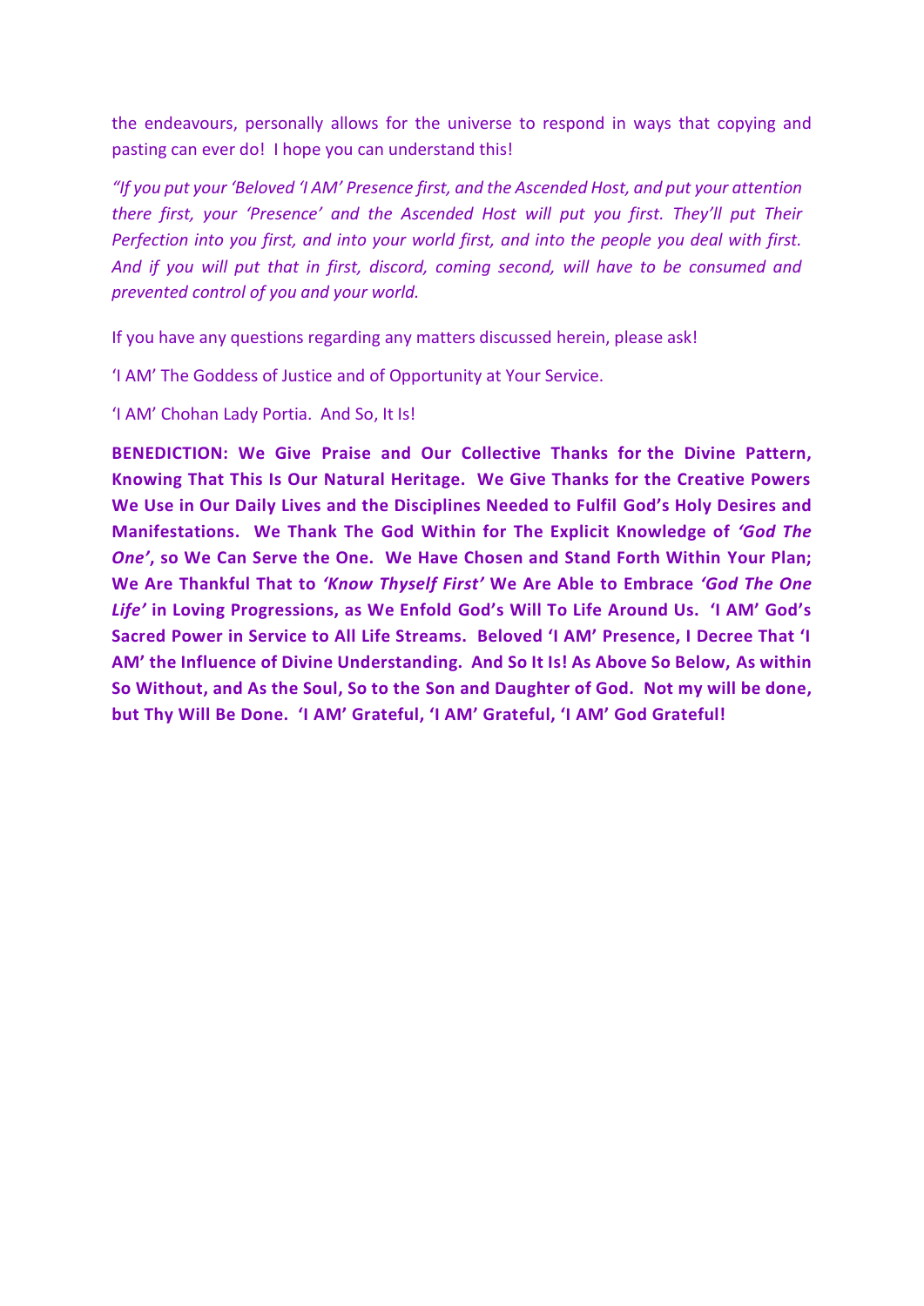the endeavours, personally allows for the universe to respond in ways that copying and pasting can ever do! I hope you can understand this!

*"If you put your 'Beloved 'I AM' Presence first, and the Ascended Host, and put your attention there first, your 'Presence' and the Ascended Host will put you first. They'll put Their Perfection into you first, and into your world first, and into the people you deal with first. And if you will put that in first, discord, coming second, will have to be consumed and prevented control of you and your world.*

If you have any questions regarding any matters discussed herein, please ask!

'I AM' The Goddess of Justice and of Opportunity at Your Service.

'I AM' Chohan Lady Portia. And So, It Is!

**BENEDICTION: We Give Praise and Our Collective Thanks for the Divine Pattern, Knowing That This Is Our Natural Heritage. We Give Thanks for the Creative Powers We Use in Our Daily Lives and the Disciplines Needed to Fulfil God's Holy Desires and Manifestations. We Thank The God Within for The Explicit Knowledge of *'God The One'*, so We Can Serve the One. We Have Chosen and Stand Forth Within Your Plan; We Are Thankful That to *'Know Thyself First'* We Are Able to Embrace *'God The One Life'* in Loving Progressions, as We Enfold God's Will To Life Around Us. 'I AM' God's Sacred Power in Service to All Life Streams. Beloved 'I AM' Presence, I Decree That 'I AM' the Influence of Divine Understanding. And So It Is! As Above So Below, As within So Without, and As the Soul, So to the Son and Daughter of God. Not my will be done, but Thy Will Be Done. 'I AM' Grateful, 'I AM' Grateful, 'I AM' God Grateful!**